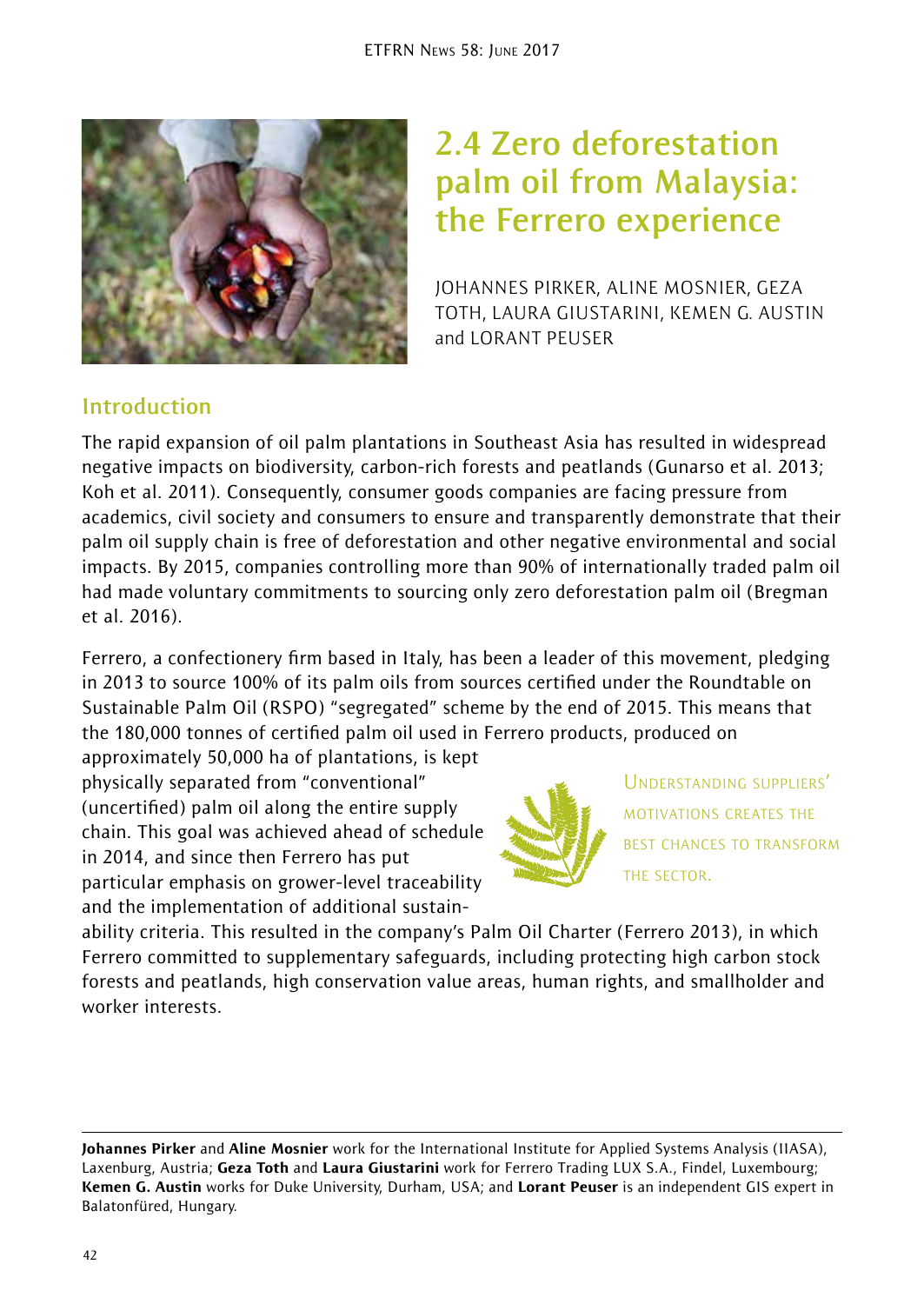# 2.4 Zero deforestation palm oil from Malaysia: the Ferrero experience

JOHANNES PIRKER, ALINE MOSNIER, GEZA TOTH, LAURA GIUSTARINI, KEMEN G. AUSTIN and LORANT PEUSER

## Introduction

The rapid expansion of oil palm plantations in Southeast Asia has resulted in widespread negative impacts on biodiversity, carbon-rich forests and peatlands (Gunarso et al. 2013; Koh et al. 2011). Consequently, consumer goods companies are facing pressure from academics, civil society and consumers to ensure and transparently demonstrate that their palm oil supply chain is free of deforestation and other negative environmental and social impacts. By 2015, companies controlling more than 90% of internationally traded palm oil had made voluntary commitments to sourcing only zero deforestation palm oil (Bregman et al. 2016).

Ferrero, a confectionery firm based in Italy, has been a leader of this movement, pledging in 2013 to source 100% of its palm oils from sources certified under the Roundtable on Sustainable Palm Oil (RSPO) "segregated" scheme by the end of 2015. This means that the 180,000 tonnes of certified palm oil used in Ferrero products, produced on approximately 50,000 ha of plantations, is kept physically separated from "conventional" (uncertified) palm oil along the entire supply chain. This goal was achieved ahead of schedule in 2014, and since then Ferrero has put particular emphasis on grower-level traceability and the implementation of additional sustainability criteria. This resulted in the company's Palm Oil Charter (Ferrero 2013), in which Ferrero committed to supplementary safeguards, including protecting high carbon stock forests and peatlands, high conservation value areas, human rights, and smallholder and worker interests.

Understanding suppliers' motivations creates the best chances to transform the sector.

---

**Johannes Pirker** and **Aline Mosnier** work for the International Institute for Applied Systems Analysis (IIASA), Laxenburg, Austria; **Geza Toth** and **Laura Giustarini** work for Ferrero Trading LUX S.A., Findel, Luxembourg; **Kemen G. Austin** works for Duke University, Durham, USA; and **Lorant Peuser** is an independent GIS expert in Balatonfüred, Hungary.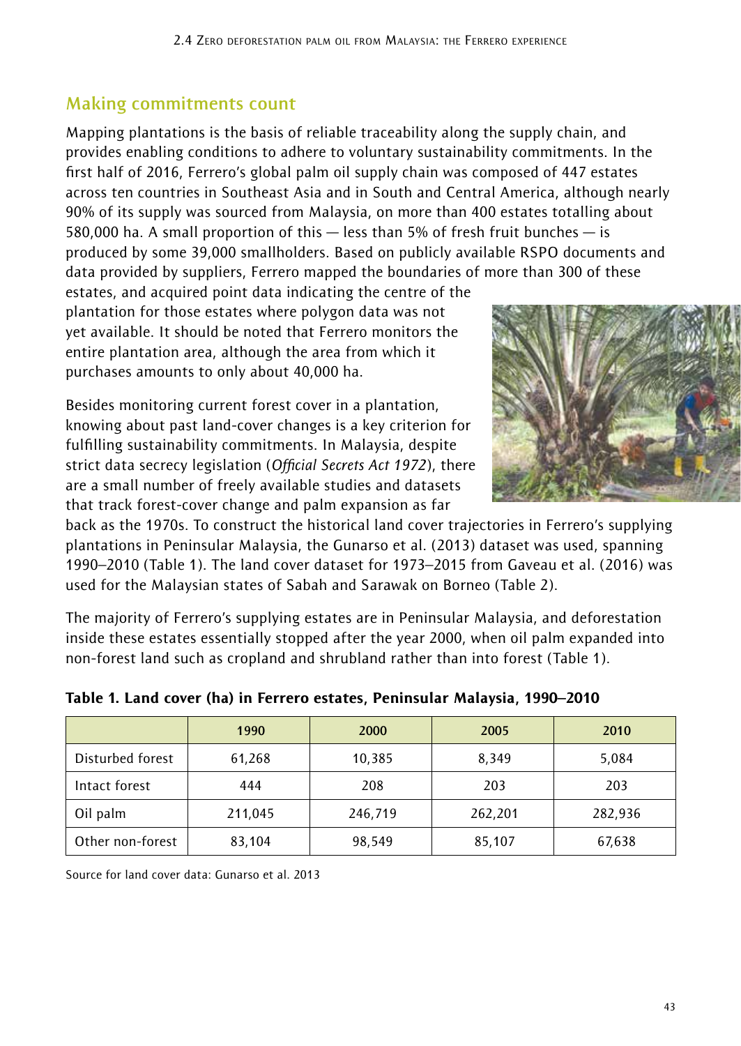## Making commitments count

Mapping plantations is the basis of reliable traceability along the supply chain, and provides enabling conditions to adhere to voluntary sustainability commitments. In the first half of 2016, Ferrero's global palm oil supply chain was composed of 447 estates across ten countries in Southeast Asia and in South and Central America, although nearly 90% of its supply was sourced from Malaysia, on more than 400 estates totalling about 580,000 ha. A small proportion of this — less than 5% of fresh fruit bunches — is produced by some 39,000 smallholders. Based on publicly available RSPO documents and data provided by suppliers, Ferrero mapped the boundaries of more than 300 of these estates, and acquired point data indicating the centre of the plantation for those estates where polygon data was not yet available. It should be noted that Ferrero monitors the entire plantation area, although the area from which it purchases amounts to only about 40,000 ha.

Besides monitoring current forest cover in a plantation, knowing about past land-cover changes is a key criterion for fulfilling sustainability commitments. In Malaysia, despite strict data secrecy legislation (*Official Secrets Act 1972*), there are a small number of freely available studies and datasets that track forest-cover change and palm expansion as far back as the 1970s. To construct the historical land cover trajectories in Ferrero's supplying plantations in Peninsular Malaysia, the Gunarso et al. (2013) dataset was used, spanning 1990–2010 (Table 1). The land cover dataset for 1973–2015 from Gaveau et al. (2016) was used for the Malaysian states of Sabah and Sarawak on Borneo (Table 2).

The majority of Ferrero's supplying estates are in Peninsular Malaysia, and deforestation inside these estates essentially stopped after the year 2000, when oil palm expanded into non-forest land such as cropland and shrubland rather than into forest (Table 1).

**Table 1. Land cover (ha) in Ferrero estates, Peninsular Malaysia, 1990–2010**

| | 1990 | 2000 | 2005 | 2010 |
|---|---|---|---|---|
| Disturbed forest | 61,268 | 10,385 | 8,349 | 5,084 |
| Intact forest | 444 | 208 | 203 | 203 |
| Oil palm | 211,045 | 246,719 | 262,201 | 282,936 |
| Other non-forest | 83,104 | 98,549 | 85,107 | 67,638 |

Source for land cover data: Gunarso et al. 2013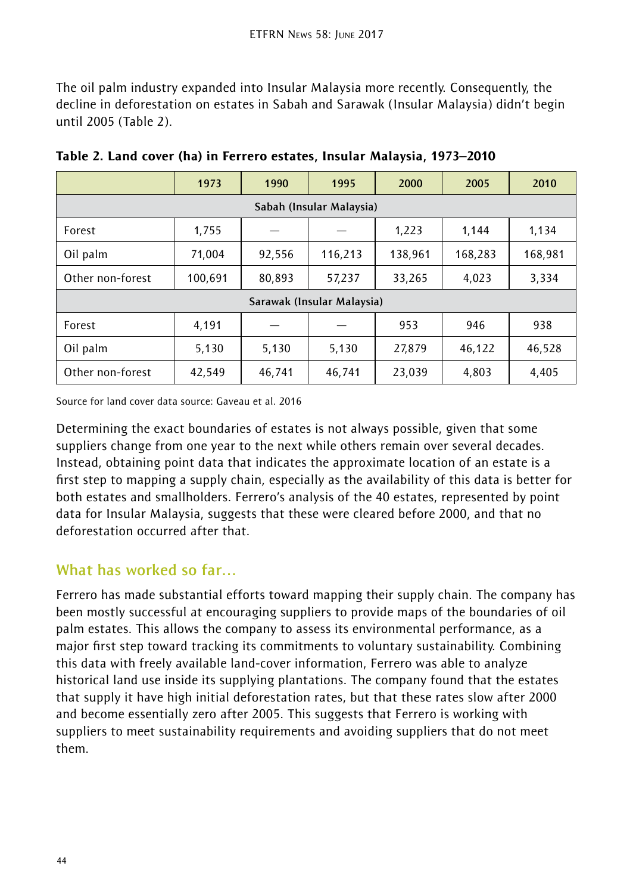The oil palm industry expanded into Insular Malaysia more recently. Consequently, the decline in deforestation on estates in Sabah and Sarawak (Insular Malaysia) didn't begin until 2005 (Table 2).

**Table 2. Land cover (ha) in Ferrero estates, Insular Malaysia, 1973–2010**

| | 1973 | 1990 | 1995 | 2000 | 2005 | 2010 |
|---|---|---|---|---|---|---|
| **Sabah (Insular Malaysia)** | | | | | | |
| Forest | 1,755 | — | — | 1,223 | 1,144 | 1,134 |
| Oil palm | 71,004 | 92,556 | 116,213 | 138,961 | 168,283 | 168,981 |
| Other non-forest | 100,691 | 80,893 | 57,237 | 33,265 | 4,023 | 3,334 |
| **Sarawak (Insular Malaysia)** | | | | | | |
| Forest | 4,191 | — | — | 953 | 946 | 938 |
| Oil palm | 5,130 | 5,130 | 5,130 | 27,879 | 46,122 | 46,528 |
| Other non-forest | 42,549 | 46,741 | 46,741 | 23,039 | 4,803 | 4,405 |

Source for land cover data source: Gaveau et al. 2016

Determining the exact boundaries of estates is not always possible, given that some suppliers change from one year to the next while others remain over several decades. Instead, obtaining point data that indicates the approximate location of an estate is a first step to mapping a supply chain, especially as the availability of this data is better for both estates and smallholders. Ferrero's analysis of the 40 estates, represented by point data for Insular Malaysia, suggests that these were cleared before 2000, and that no deforestation occurred after that.

## What has worked so far...

Ferrero has made substantial efforts toward mapping their supply chain. The company has been mostly successful at encouraging suppliers to provide maps of the boundaries of oil palm estates. This allows the company to assess its environmental performance, as a major first step toward tracking its commitments to voluntary sustainability. Combining this data with freely available land-cover information, Ferrero was able to analyze historical land use inside its supplying plantations. The company found that the estates that supply it have high initial deforestation rates, but that these rates slow after 2000 and become essentially zero after 2005. This suggests that Ferrero is working with suppliers to meet sustainability requirements and avoiding suppliers that do not meet them.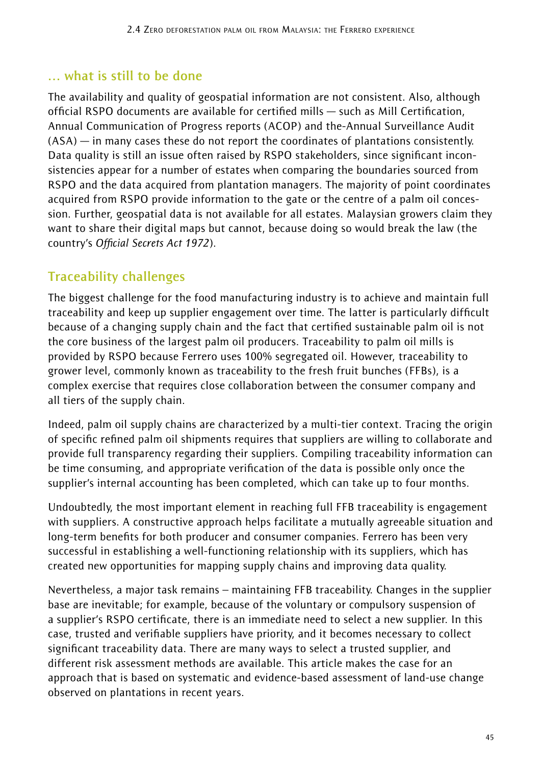## … what is still to be done

The availability and quality of geospatial information are not consistent. Also, although official RSPO documents are available for certified mills — such as Mill Certification, Annual Communication of Progress reports (ACOP) and the-Annual Surveillance Audit (ASA) — in many cases these do not report the coordinates of plantations consistently. Data quality is still an issue often raised by RSPO stakeholders, since significant inconsistencies appear for a number of estates when comparing the boundaries sourced from RSPO and the data acquired from plantation managers. The majority of point coordinates acquired from RSPO provide information to the gate or the centre of a palm oil concession. Further, geospatial data is not available for all estates. Malaysian growers claim they want to share their digital maps but cannot, because doing so would break the law (the country's *Official Secrets Act 1972*).

## Traceability challenges

The biggest challenge for the food manufacturing industry is to achieve and maintain full traceability and keep up supplier engagement over time. The latter is particularly difficult because of a changing supply chain and the fact that certified sustainable palm oil is not the core business of the largest palm oil producers. Traceability to palm oil mills is provided by RSPO because Ferrero uses 100% segregated oil. However, traceability to grower level, commonly known as traceability to the fresh fruit bunches (FFBs), is a complex exercise that requires close collaboration between the consumer company and all tiers of the supply chain.

Indeed, palm oil supply chains are characterized by a multi-tier context. Tracing the origin of specific refined palm oil shipments requires that suppliers are willing to collaborate and provide full transparency regarding their suppliers. Compiling traceability information can be time consuming, and appropriate verification of the data is possible only once the supplier's internal accounting has been completed, which can take up to four months.

Undoubtedly, the most important element in reaching full FFB traceability is engagement with suppliers. A constructive approach helps facilitate a mutually agreeable situation and long-term benefits for both producer and consumer companies. Ferrero has been very successful in establishing a well-functioning relationship with its suppliers, which has created new opportunities for mapping supply chains and improving data quality.

Nevertheless, a major task remains – maintaining FFB traceability. Changes in the supplier base are inevitable; for example, because of the voluntary or compulsory suspension of a supplier's RSPO certificate, there is an immediate need to select a new supplier. In this case, trusted and verifiable suppliers have priority, and it becomes necessary to collect significant traceability data. There are many ways to select a trusted supplier, and different risk assessment methods are available. This article makes the case for an approach that is based on systematic and evidence-based assessment of land-use change observed on plantations in recent years.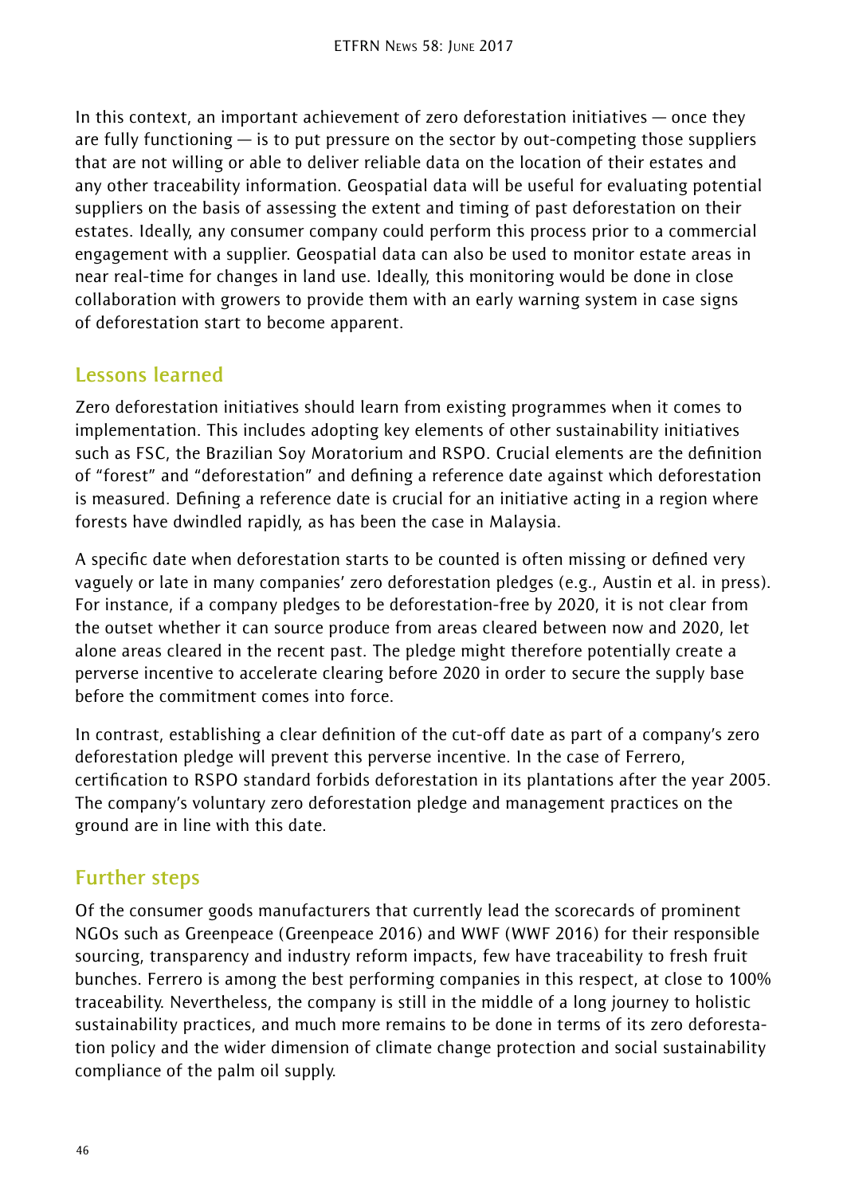In this context, an important achievement of zero deforestation initiatives — once they are fully functioning — is to put pressure on the sector by out-competing those suppliers that are not willing or able to deliver reliable data on the location of their estates and any other traceability information. Geospatial data will be useful for evaluating potential suppliers on the basis of assessing the extent and timing of past deforestation on their estates. Ideally, any consumer company could perform this process prior to a commercial engagement with a supplier. Geospatial data can also be used to monitor estate areas in near real-time for changes in land use. Ideally, this monitoring would be done in close collaboration with growers to provide them with an early warning system in case signs of deforestation start to become apparent.

## Lessons learned

Zero deforestation initiatives should learn from existing programmes when it comes to implementation. This includes adopting key elements of other sustainability initiatives such as FSC, the Brazilian Soy Moratorium and RSPO. Crucial elements are the definition of "forest" and "deforestation" and defining a reference date against which deforestation is measured. Defining a reference date is crucial for an initiative acting in a region where forests have dwindled rapidly, as has been the case in Malaysia.

A specific date when deforestation starts to be counted is often missing or defined very vaguely or late in many companies' zero deforestation pledges (e.g., Austin et al. in press). For instance, if a company pledges to be deforestation-free by 2020, it is not clear from the outset whether it can source produce from areas cleared between now and 2020, let alone areas cleared in the recent past. The pledge might therefore potentially create a perverse incentive to accelerate clearing before 2020 in order to secure the supply base before the commitment comes into force.

In contrast, establishing a clear definition of the cut-off date as part of a company's zero deforestation pledge will prevent this perverse incentive. In the case of Ferrero, certification to RSPO standard forbids deforestation in its plantations after the year 2005. The company's voluntary zero deforestation pledge and management practices on the ground are in line with this date.

## Further steps

Of the consumer goods manufacturers that currently lead the scorecards of prominent NGOs such as Greenpeace (Greenpeace 2016) and WWF (WWF 2016) for their responsible sourcing, transparency and industry reform impacts, few have traceability to fresh fruit bunches. Ferrero is among the best performing companies in this respect, at close to 100% traceability. Nevertheless, the company is still in the middle of a long journey to holistic sustainability practices, and much more remains to be done in terms of its zero deforestation policy and the wider dimension of climate change protection and social sustainability compliance of the palm oil supply.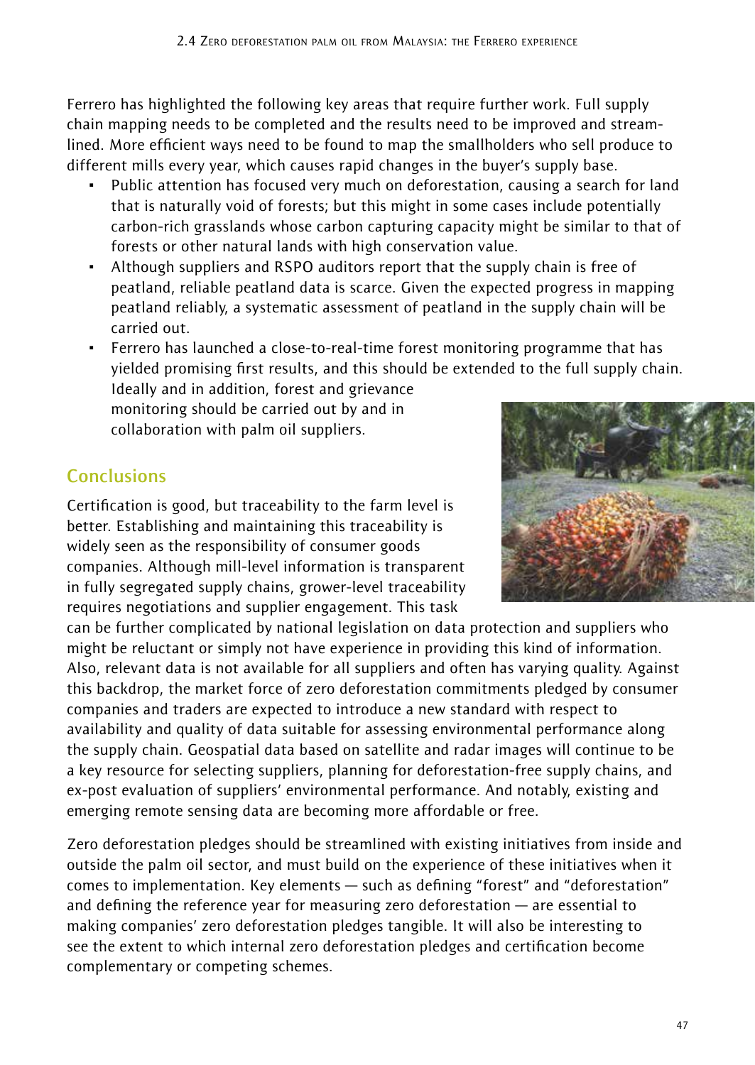Ferrero has highlighted the following key areas that require further work. Full supply chain mapping needs to be completed and the results need to be improved and streamlined. More efficient ways need to be found to map the smallholders who sell produce to different mills every year, which causes rapid changes in the buyer's supply base.

- Public attention has focused very much on deforestation, causing a search for land that is naturally void of forests; but this might in some cases include potentially carbon-rich grasslands whose carbon capturing capacity might be similar to that of forests or other natural lands with high conservation value.
- Although suppliers and RSPO auditors report that the supply chain is free of peatland, reliable peatland data is scarce. Given the expected progress in mapping peatland reliably, a systematic assessment of peatland in the supply chain will be carried out.
- Ferrero has launched a close-to-real-time forest monitoring programme that has yielded promising first results, and this should be extended to the full supply chain. Ideally and in addition, forest and grievance monitoring should be carried out by and in collaboration with palm oil suppliers.

## Conclusions

Certification is good, but traceability to the farm level is better. Establishing and maintaining this traceability is widely seen as the responsibility of consumer goods companies. Although mill-level information is transparent in fully segregated supply chains, grower-level traceability requires negotiations and supplier engagement. This task can be further complicated by national legislation on data protection and suppliers who might be reluctant or simply not have experience in providing this kind of information. Also, relevant data is not available for all suppliers and often has varying quality. Against this backdrop, the market force of zero deforestation commitments pledged by consumer companies and traders are expected to introduce a new standard with respect to availability and quality of data suitable for assessing environmental performance along the supply chain. Geospatial data based on satellite and radar images will continue to be a key resource for selecting suppliers, planning for deforestation-free supply chains, and ex-post evaluation of suppliers' environmental performance. And notably, existing and emerging remote sensing data are becoming more affordable or free.

Zero deforestation pledges should be streamlined with existing initiatives from inside and outside the palm oil sector, and must build on the experience of these initiatives when it comes to implementation. Key elements — such as defining "forest" and "deforestation" and defining the reference year for measuring zero deforestation — are essential to making companies' zero deforestation pledges tangible. It will also be interesting to see the extent to which internal zero deforestation pledges and certification become complementary or competing schemes.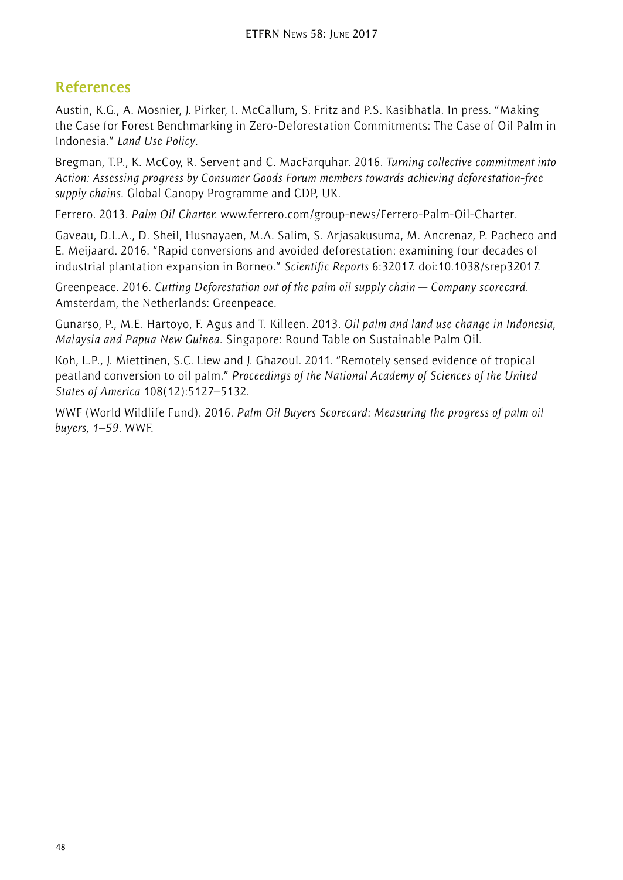## References

Austin, K.G., A. Mosnier, J. Pirker, I. McCallum, S. Fritz and P.S. Kasibhatla. In press. "Making the Case for Forest Benchmarking in Zero-Deforestation Commitments: The Case of Oil Palm in Indonesia." *Land Use Policy*.

Bregman, T.P., K. McCoy, R. Servent and C. MacFarquhar. 2016. *Turning collective commitment into Action: Assessing progress by Consumer Goods Forum members towards achieving deforestation-free supply chains.* Global Canopy Programme and CDP, UK.

Ferrero. 2013. *Palm Oil Charter.* www.ferrero.com/group-news/Ferrero-Palm-Oil-Charter.

Gaveau, D.L.A., D. Sheil, Husnayaen, M.A. Salim, S. Arjasakusuma, M. Ancrenaz, P. Pacheco and E. Meijaard. 2016. "Rapid conversions and avoided deforestation: examining four decades of industrial plantation expansion in Borneo." *Scientific Reports* 6:32017. doi:10.1038/srep32017.

Greenpeace. 2016. *Cutting Deforestation out of the palm oil supply chain — Company scorecard.* Amsterdam, the Netherlands: Greenpeace.

Gunarso, P., M.E. Hartoyo, F. Agus and T. Killeen. 2013. *Oil palm and land use change in Indonesia, Malaysia and Papua New Guinea.* Singapore: Round Table on Sustainable Palm Oil.

Koh, L.P., J. Miettinen, S.C. Liew and J. Ghazoul. 2011. "Remotely sensed evidence of tropical peatland conversion to oil palm." *Proceedings of the National Academy of Sciences of the United States of America* 108(12):5127–5132.

WWF (World Wildlife Fund). 2016. *Palm Oil Buyers Scorecard: Measuring the progress of palm oil buyers, 1–59.* WWF.